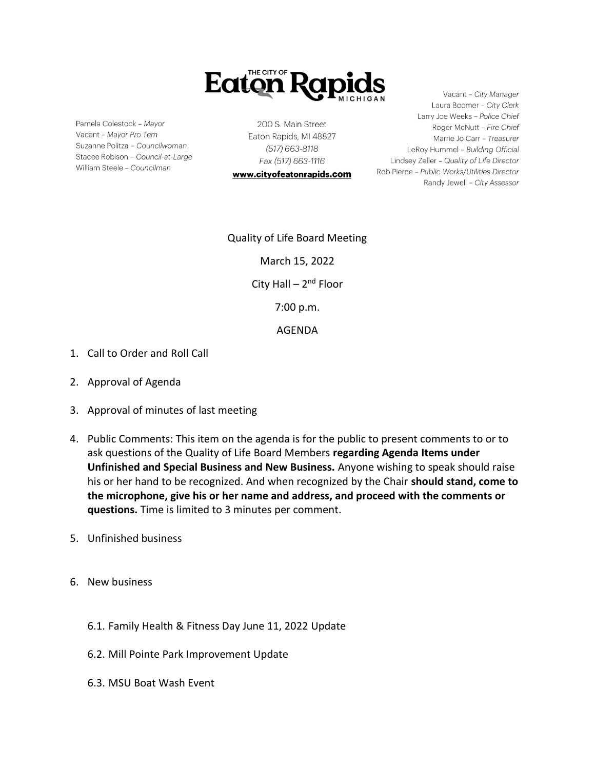# THE CITY OF Eaton Rapids MICHIGAN

Pamela Colestock – *Mayor*
Vacant – *Mayor Pro Tem*
Suzanne Politza – *Councilwoman*
Stacee Robison – *Council-at-Large*
William Steele – *Councilman*

200 S. Main Street
Eaton Rapids, MI 48827
*(517) 663-8118*
*Fax (517) 663-1116*
**www.cityofeatonrapids.com**

Vacant – *City Manager*
Laura Boomer – *City Clerk*
Larry Joe Weeks – *Police Chief*
Roger McNutt – *Fire Chief*
Marrie Jo Carr – *Treasurer*
LeRoy Hummel – *Building Official*
Lindsey Zeller – *Quality of Life Director*
Rob Pierce – *Public Works/Utilities Director*
Randy Jewell – *City Assessor*

Quality of Life Board Meeting

March 15, 2022

City Hall – 2nd Floor

7:00 p.m.

AGENDA

1. Call to Order and Roll Call
2. Approval of Agenda
3. Approval of minutes of last meeting
4. Public Comments: This item on the agenda is for the public to present comments to or to ask questions of the Quality of Life Board Members **regarding Agenda Items under Unfinished and Special Business and New Business.** Anyone wishing to speak should raise his or her hand to be recognized. And when recognized by the Chair **should stand, come to the microphone, give his or her name and address, and proceed with the comments or questions.** Time is limited to 3 minutes per comment.
5. Unfinished business
6. New business
   6.1. Family Health & Fitness Day June 11, 2022 Update
   6.2. Mill Pointe Park Improvement Update
   6.3. MSU Boat Wash Event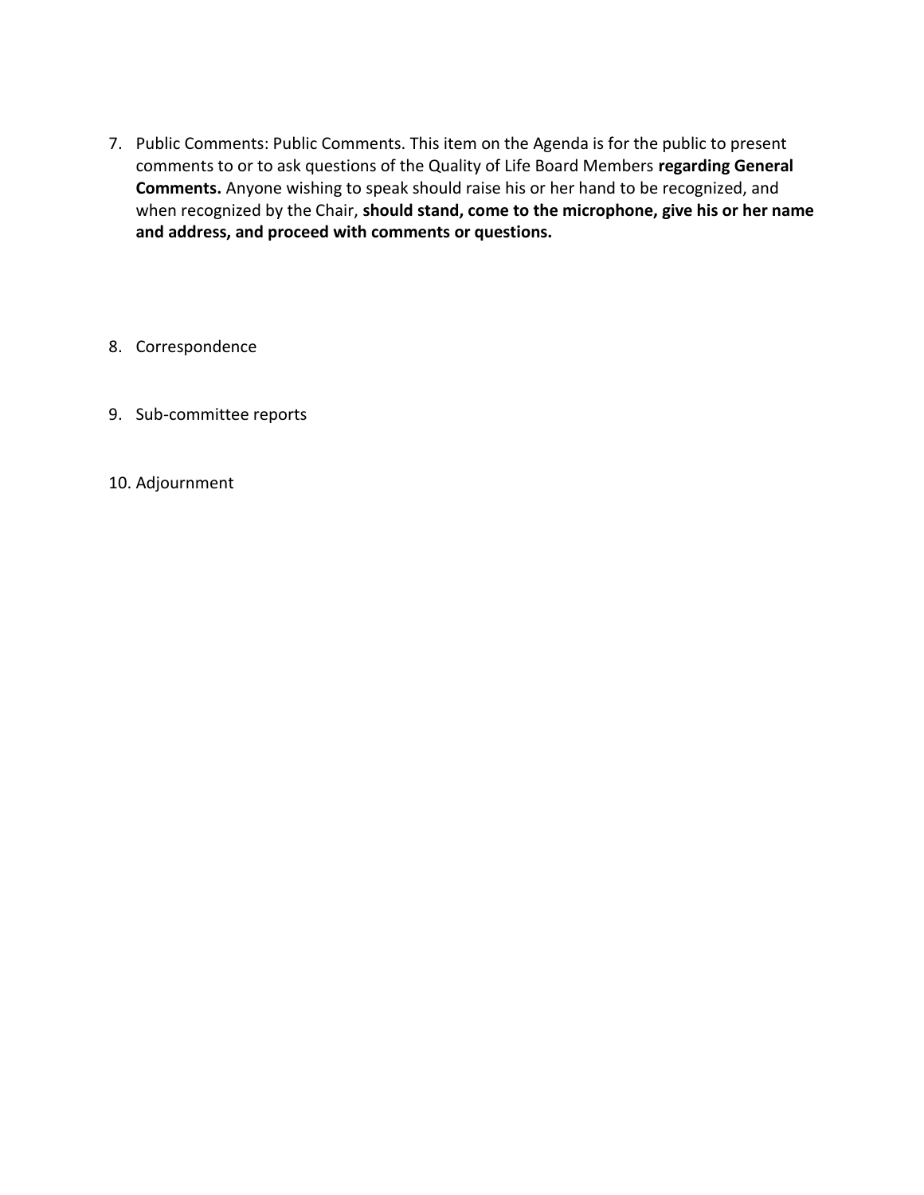7. Public Comments: Public Comments. This item on the Agenda is for the public to present comments to or to ask questions of the Quality of Life Board Members **regarding General Comments.** Anyone wishing to speak should raise his or her hand to be recognized, and when recognized by the Chair, **should stand, come to the microphone, give his or her name and address, and proceed with comments or questions.**

8. Correspondence

9. Sub-committee reports

10. Adjournment